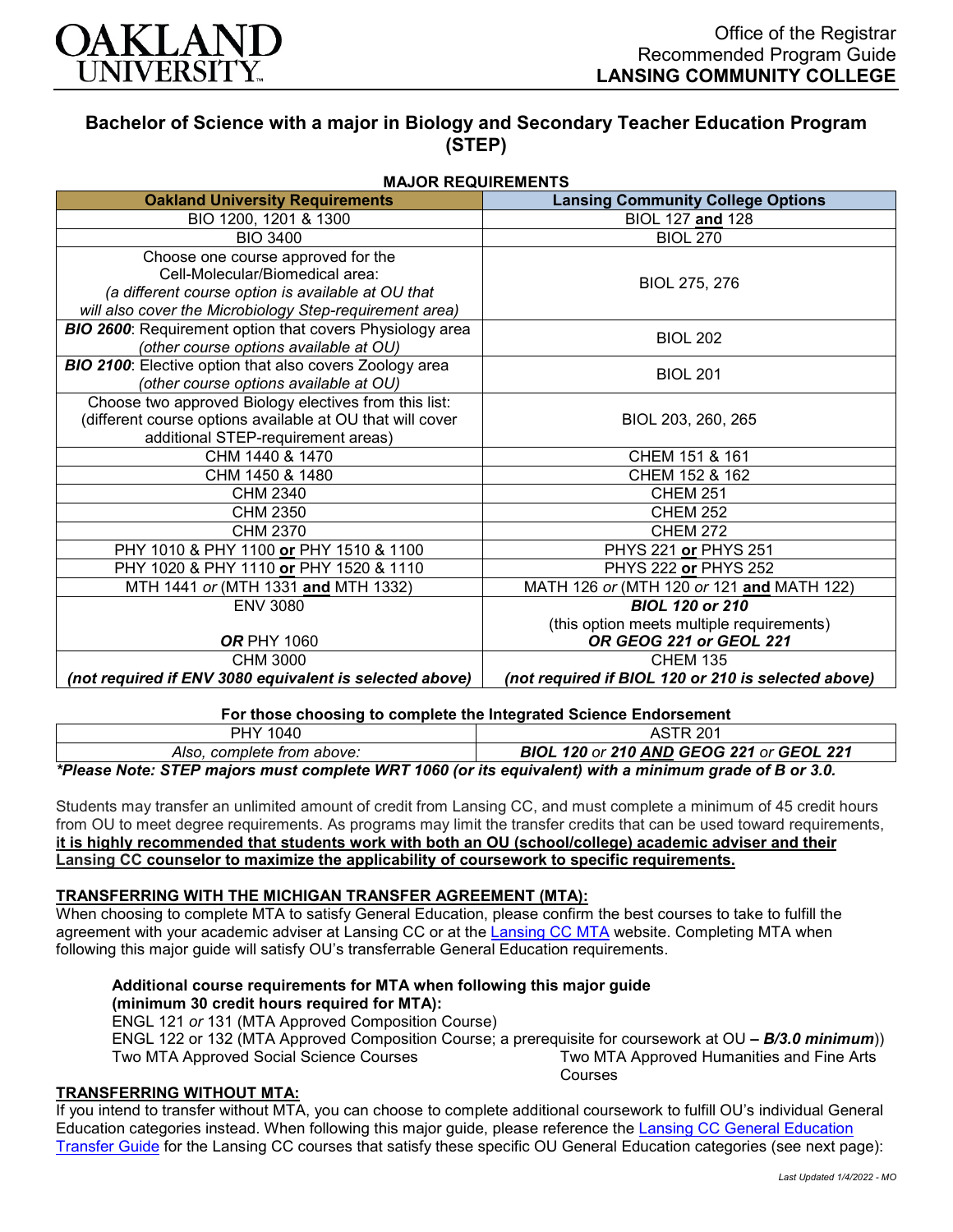Office of the Registrar
Recommended Program Guide
**LANSING COMMUNITY COLLEGE**

# Bachelor of Science with a major in Biology and Secondary Teacher Education Program (STEP)

**MAJOR REQUIREMENTS**

| Oakland University Requirements | Lansing Community College Options |
|---|---|
| BIO 1200, 1201 & 1300 | BIOL 127 **and** 128 |
| BIO 3400 | BIOL 270 |
| Choose one course approved for the Cell-Molecular/Biomedical area: *(a different course option is available at OU that will also cover the Microbiology Step-requirement area)* | BIOL 275, 276 |
| ***BIO 2600***: Requirement option that covers Physiology area *(other course options available at OU)* | BIOL 202 |
| ***BIO 2100***: Elective option that also covers Zoology area *(other course options available at OU)* | BIOL 201 |
| Choose two approved Biology electives from this list: (different course options available at OU that will cover additional STEP-requirement areas) | BIOL 203, 260, 265 |
| CHM 1440 & 1470 | CHEM 151 & 161 |
| CHM 1450 & 1480 | CHEM 152 & 162 |
| CHM 2340 | CHEM 251 |
| CHM 2350 | CHEM 252 |
| CHM 2370 | CHEM 272 |
| PHY 1010 & PHY 1100 **or** PHY 1510 & 1100 | PHYS 221 **or** PHYS 251 |
| PHY 1020 & PHY 1110 **or** PHY 1520 & 1110 | PHYS 222 **or** PHYS 252 |
| MTH 1441 *or* (MTH 1331 **and** MTH 1332) | MATH 126 *or* (MTH 120 *or* 121 **and** MATH 122) |
| ENV 3080 ***OR*** PHY 1060 | ***BIOL 120 or 210*** (this option meets multiple requirements) ***OR GEOG 221 or GEOL 221*** |
| CHM 3000 ***(not required if ENV 3080 equivalent is selected above)*** | CHEM 135 ***(not required if BIOL 120 or 210 is selected above)*** |

**For those choosing to complete the Integrated Science Endorsement**

| PHY 1040 | ASTR 201 |
|---|---|
| *Also, complete from above:* | ***BIOL 120** or **210** AND **GEOG 221** or **GEOL 221*** |

***Please Note: STEP majors must complete WRT 1060 (or its equivalent) with a minimum grade of B or 3.0.***

Students may transfer an unlimited amount of credit from Lansing CC, and must complete a minimum of 45 credit hours from OU to meet degree requirements. As programs may limit the transfer credits that can be used toward requirements, **it is highly recommended that students work with both an OU (school/college) academic adviser and their Lansing CC counselor to maximize the applicability of coursework to specific requirements.**

## TRANSFERRING WITH THE MICHIGAN TRANSFER AGREEMENT (MTA):

When choosing to complete MTA to satisfy General Education, please confirm the best courses to take to fulfill the agreement with your academic adviser at Lansing CC or at the Lansing CC MTA website. Completing MTA when following this major guide will satisfy OU's transferrable General Education requirements.

**Additional course requirements for MTA when following this major guide (minimum 30 credit hours required for MTA):**

ENGL 121 *or* 131 (MTA Approved Composition Course)
ENGL 122 or 132 (MTA Approved Composition Course; a prerequisite for coursework at OU ***– B/3.0 minimum***))
Two MTA Approved Social Science Courses
Two MTA Approved Humanities and Fine Arts Courses

## TRANSFERRING WITHOUT MTA:

If you intend to transfer without MTA, you can choose to complete additional coursework to fulfill OU's individual General Education categories instead. When following this major guide, please reference the Lansing CC General Education Transfer Guide for the Lansing CC courses that satisfy these specific OU General Education categories (see next page):

*Last Updated 1/4/2022 - MO*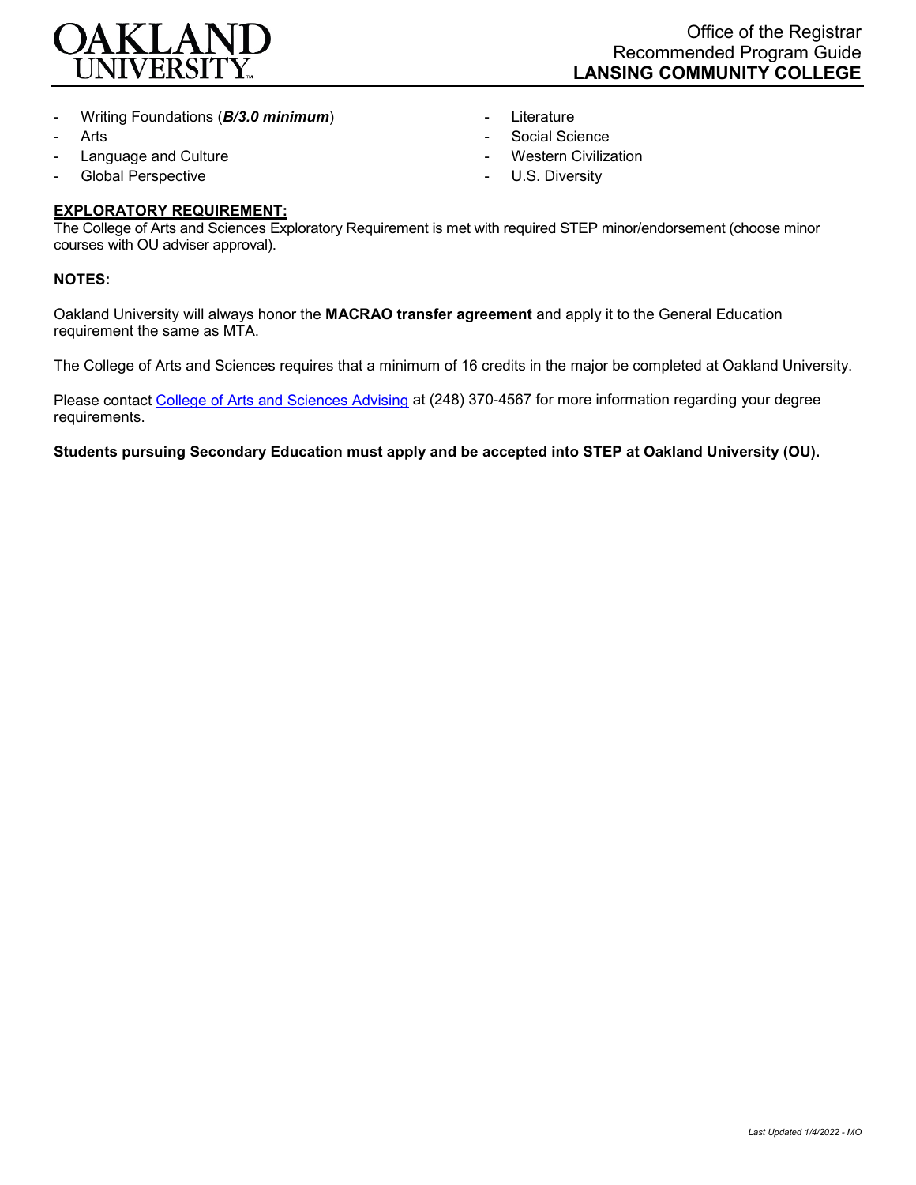- Writing Foundations (***B/3.0 minimum***)
- Arts
- Language and Culture
- Global Perspective
- Literature
- Social Science
- Western Civilization
- U.S. Diversity

**EXPLORATORY REQUIREMENT:**

The College of Arts and Sciences Exploratory Requirement is met with required STEP minor/endorsement (choose minor courses with OU adviser approval).

**NOTES:**

Oakland University will always honor the **MACRAO transfer agreement** and apply it to the General Education requirement the same as MTA.

The College of Arts and Sciences requires that a minimum of 16 credits in the major be completed at Oakland University.

Please contact College of Arts and Sciences Advising at (248) 370-4567 for more information regarding your degree requirements.

**Students pursuing Secondary Education must apply and be accepted into STEP at Oakland University (OU).**

*Last Updated 1/4/2022 - MO*